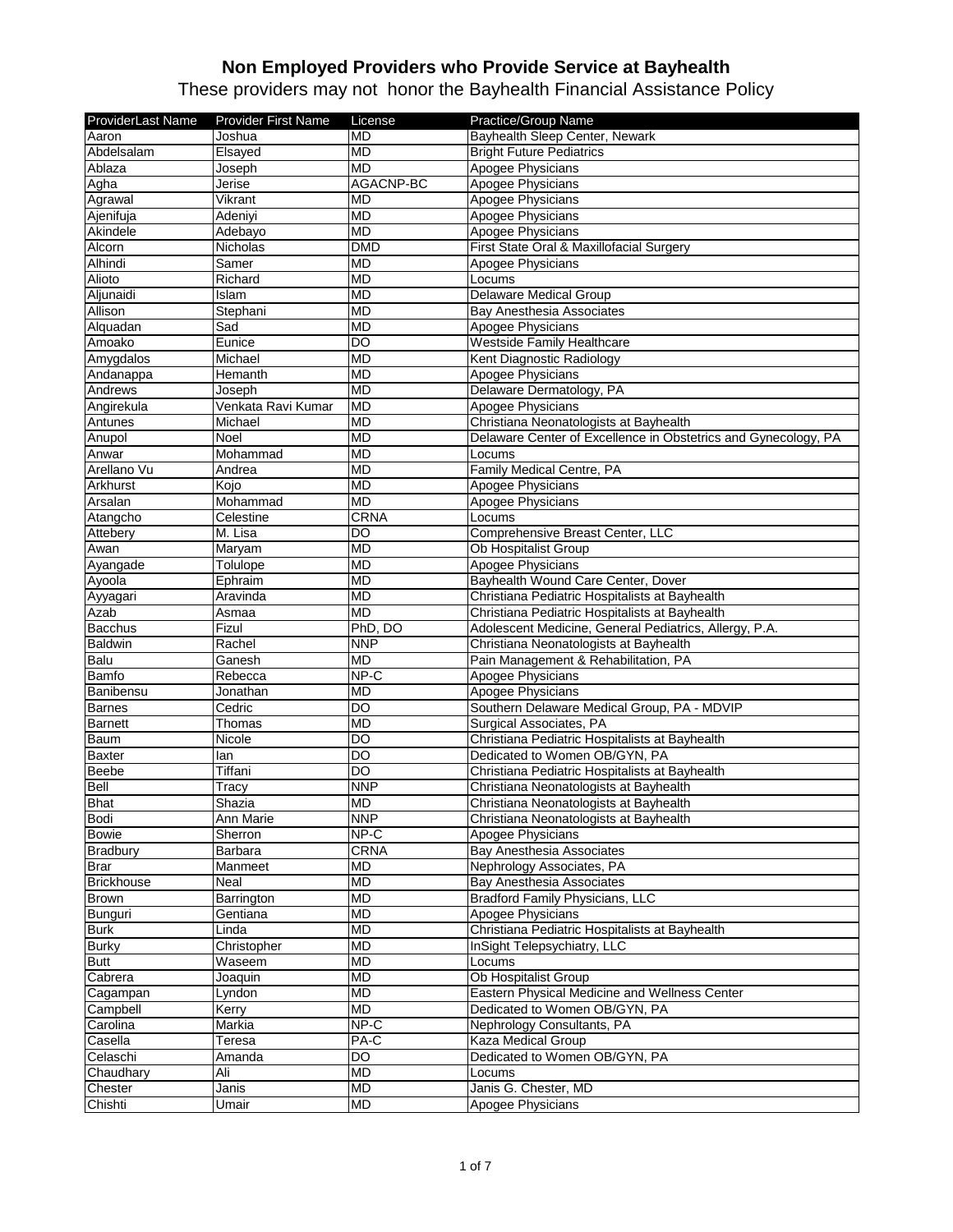# Non Employed Providers who Provide Service at Bayhealth

These providers may not honor the Bayhealth Financial Assistance Policy

| ProviderLast Name | Provider First Name | License | Practice/Group Name |
|---|---|---|---|
| Aaron | Joshua | MD | Bayhealth Sleep Center, Newark |
| Abdelsalam | Elsayed | MD | Bright Future Pediatrics |
| Ablaza | Joseph | MD | Apogee Physicians |
| Agha | Jerise | AGACNP-BC | Apogee Physicians |
| Agrawal | Vikrant | MD | Apogee Physicians |
| Ajenifuja | Adeniyi | MD | Apogee Physicians |
| Akindele | Adebayo | MD | Apogee Physicians |
| Alcorn | Nicholas | DMD | First State Oral & Maxillofacial Surgery |
| Alhindi | Samer | MD | Apogee Physicians |
| Alioto | Richard | MD | Locums |
| Aljunaidi | Islam | MD | Delaware Medical Group |
| Allison | Stephani | MD | Bay Anesthesia Associates |
| Alquadan | Sad | MD | Apogee Physicians |
| Amoako | Eunice | DO | Westside Family Healthcare |
| Amygdalos | Michael | MD | Kent Diagnostic Radiology |
| Andanappa | Hemanth | MD | Apogee Physicians |
| Andrews | Joseph | MD | Delaware Dermatology, PA |
| Angirekula | Venkata Ravi Kumar | MD | Apogee Physicians |
| Antunes | Michael | MD | Christiana Neonatologists at Bayhealth |
| Anupol | Noel | MD | Delaware Center of Excellence in Obstetrics and Gynecology, PA |
| Anwar | Mohammad | MD | Locums |
| Arellano Vu | Andrea | MD | Family Medical Centre, PA |
| Arkhurst | Kojo | MD | Apogee Physicians |
| Arsalan | Mohammad | MD | Apogee Physicians |
| Atangcho | Celestine | CRNA | Locums |
| Attebery | M. Lisa | DO | Comprehensive Breast Center, LLC |
| Awan | Maryam | MD | Ob Hospitalist Group |
| Ayangade | Tolulope | MD | Apogee Physicians |
| Ayoola | Ephraim | MD | Bayhealth Wound Care Center, Dover |
| Ayyagari | Aravinda | MD | Christiana Pediatric Hospitalists at Bayhealth |
| Azab | Asmaa | MD | Christiana Pediatric Hospitalists at Bayhealth |
| Bacchus | Fizul | PhD, DO | Adolescent Medicine, General Pediatrics, Allergy, P.A. |
| Baldwin | Rachel | NNP | Christiana Neonatologists at Bayhealth |
| Balu | Ganesh | MD | Pain Management & Rehabilitation, PA |
| Bamfo | Rebecca | NP-C | Apogee Physicians |
| Banibensu | Jonathan | MD | Apogee Physicians |
| Barnes | Cedric | DO | Southern Delaware Medical Group, PA - MDVIP |
| Barnett | Thomas | MD | Surgical Associates, PA |
| Baum | Nicole | DO | Christiana Pediatric Hospitalists at Bayhealth |
| Baxter | Ian | DO | Dedicated to Women OB/GYN, PA |
| Beebe | Tiffani | DO | Christiana Pediatric Hospitalists at Bayhealth |
| Bell | Tracy | NNP | Christiana Neonatologists at Bayhealth |
| Bhat | Shazia | MD | Christiana Neonatologists at Bayhealth |
| Bodi | Ann Marie | NNP | Christiana Neonatologists at Bayhealth |
| Bowie | Sherron | NP-C | Apogee Physicians |
| Bradbury | Barbara | CRNA | Bay Anesthesia Associates |
| Brar | Manmeet | MD | Nephrology Associates, PA |
| Brickhouse | Neal | MD | Bay Anesthesia Associates |
| Brown | Barrington | MD | Bradford Family Physicians, LLC |
| Bunguri | Gentiana | MD | Apogee Physicians |
| Burk | Linda | MD | Christiana Pediatric Hospitalists at Bayhealth |
| Burky | Christopher | MD | InSight Telepsychiatry, LLC |
| Butt | Waseem | MD | Locums |
| Cabrera | Joaquin | MD | Ob Hospitalist Group |
| Cagampan | Lyndon | MD | Eastern Physical Medicine and Wellness Center |
| Campbell | Kerry | MD | Dedicated to Women OB/GYN, PA |
| Carolina | Markia | NP-C | Nephrology Consultants, PA |
| Casella | Teresa | PA-C | Kaza Medical Group |
| Celaschi | Amanda | DO | Dedicated to Women OB/GYN, PA |
| Chaudhary | Ali | MD | Locums |
| Chester | Janis | MD | Janis G. Chester, MD |
| Chishti | Umair | MD | Apogee Physicians |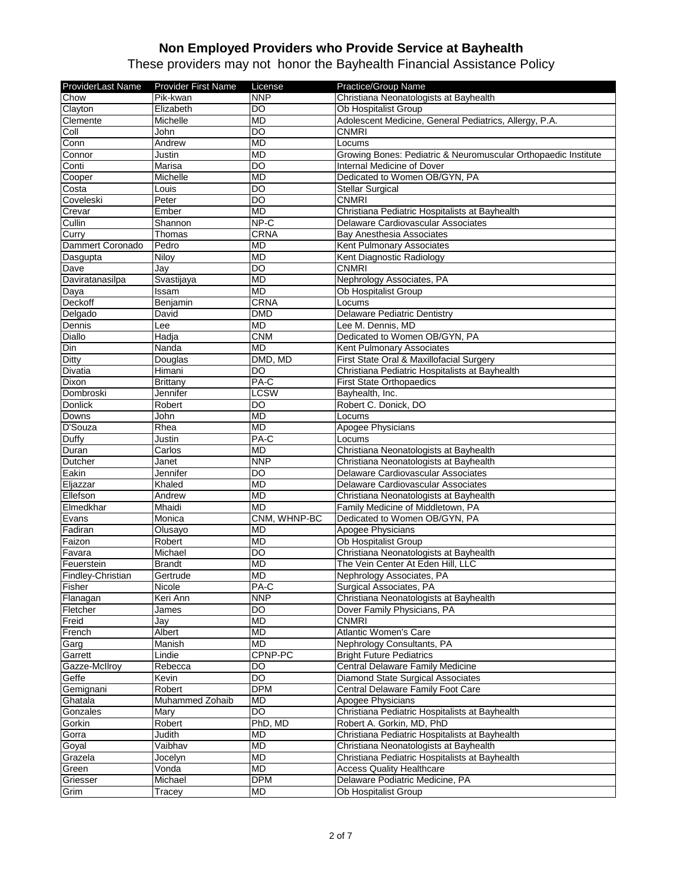# Non Employed Providers who Provide Service at Bayhealth

These providers may not honor the Bayhealth Financial Assistance Policy

| ProviderLast Name | Provider First Name | License | Practice/Group Name |
|---|---|---|---|
| Chow | Pik-kwan | NNP | Christiana Neonatologists at Bayhealth |
| Clayton | Elizabeth | DO | Ob Hospitalist Group |
| Clemente | Michelle | MD | Adolescent Medicine, General Pediatrics, Allergy, P.A. |
| Coll | John | DO | CNMRI |
| Conn | Andrew | MD | Locums |
| Connor | Justin | MD | Growing Bones: Pediatric & Neuromuscular Orthopaedic Institute |
| Conti | Marisa | DO | Internal Medicine of Dover |
| Cooper | Michelle | MD | Dedicated to Women OB/GYN, PA |
| Costa | Louis | DO | Stellar Surgical |
| Coveleski | Peter | DO | CNMRI |
| Crevar | Ember | MD | Christiana Pediatric Hospitalists at Bayhealth |
| Cullin | Shannon | NP-C | Delaware Cardiovascular Associates |
| Curry | Thomas | CRNA | Bay Anesthesia Associates |
| Dammert Coronado | Pedro | MD | Kent Pulmonary Associates |
| Dasgupta | Niloy | MD | Kent Diagnostic Radiology |
| Dave | Jay | DO | CNMRI |
| Daviratanasilpa | Svastijaya | MD | Nephrology Associates, PA |
| Daya | Issam | MD | Ob Hospitalist Group |
| Deckoff | Benjamin | CRNA | Locums |
| Delgado | David | DMD | Delaware Pediatric Dentistry |
| Dennis | Lee | MD | Lee M. Dennis, MD |
| Diallo | Hadja | CNM | Dedicated to Women OB/GYN, PA |
| Din | Nanda | MD | Kent Pulmonary Associates |
| Ditty | Douglas | DMD, MD | First State Oral & Maxillofacial Surgery |
| Divatia | Himani | DO | Christiana Pediatric Hospitalists at Bayhealth |
| Dixon | Brittany | PA-C | First State Orthopaedics |
| Dombroski | Jennifer | LCSW | Bayhealth, Inc. |
| Donlick | Robert | DO | Robert C. Donick, DO |
| Downs | John | MD | Locums |
| D'Souza | Rhea | MD | Apogee Physicians |
| Duffy | Justin | PA-C | Locums |
| Duran | Carlos | MD | Christiana Neonatologists at Bayhealth |
| Dutcher | Janet | NNP | Christiana Neonatologists at Bayhealth |
| Eakin | Jennifer | DO | Delaware Cardiovascular Associates |
| Eljazzar | Khaled | MD | Delaware Cardiovascular Associates |
| Ellefson | Andrew | MD | Christiana Neonatologists at Bayhealth |
| Elmedkhar | Mhaidi | MD | Family Medicine of Middletown, PA |
| Evans | Monica | CNM, WHNP-BC | Dedicated to Women OB/GYN, PA |
| Fadiran | Olusayo | MD | Apogee Physicians |
| Faizon | Robert | MD | Ob Hospitalist Group |
| Favara | Michael | DO | Christiana Neonatologists at Bayhealth |
| Feuerstein | Brandt | MD | The Vein Center At Eden Hill, LLC |
| Findley-Christian | Gertrude | MD | Nephrology Associates, PA |
| Fisher | Nicole | PA-C | Surgical Associates, PA |
| Flanagan | Keri Ann | NNP | Christiana Neonatologists at Bayhealth |
| Fletcher | James | DO | Dover Family Physicians, PA |
| Freid | Jay | MD | CNMRI |
| French | Albert | MD | Atlantic Women's Care |
| Garg | Manish | MD | Nephrology Consultants, PA |
| Garrett | Lindie | CPNP-PC | Bright Future Pediatrics |
| Gazze-McIlroy | Rebecca | DO | Central Delaware Family Medicine |
| Geffe | Kevin | DO | Diamond State Surgical Associates |
| Gemignani | Robert | DPM | Central Delaware Family Foot Care |
| Ghatala | Muhammed Zohaib | MD | Apogee Physicians |
| Gonzales | Mary | DO | Christiana Pediatric Hospitalists at Bayhealth |
| Gorkin | Robert | PhD, MD | Robert A. Gorkin, MD, PhD |
| Gorra | Judith | MD | Christiana Pediatric Hospitalists at Bayhealth |
| Goyal | Vaibhav | MD | Christiana Neonatologists at Bayhealth |
| Grazela | Jocelyn | MD | Christiana Pediatric Hospitalists at Bayhealth |
| Green | Vonda | MD | Access Quality Healthcare |
| Griesser | Michael | DPM | Delaware Podiatric Medicine, PA |
| Grim | Tracey | MD | Ob Hospitalist Group |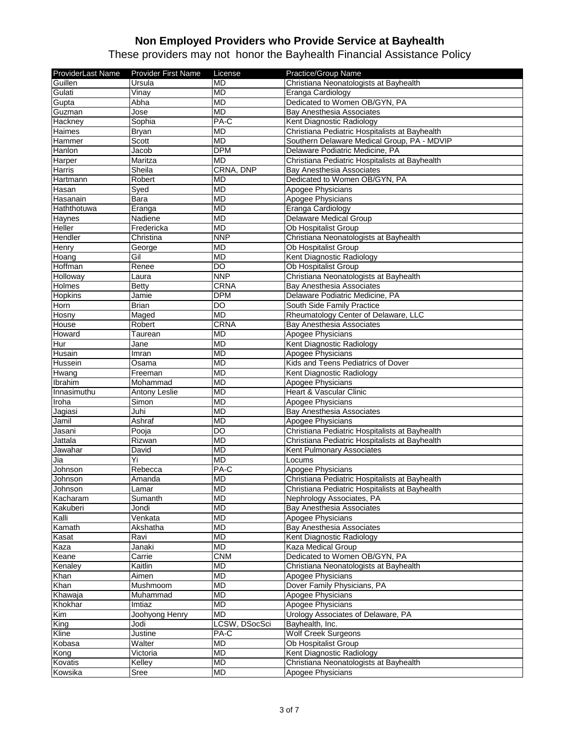# Non Employed Providers who Provide Service at Bayhealth

These providers may not honor the Bayhealth Financial Assistance Policy

| ProviderLast Name | Provider First Name | License | Practice/Group Name |
|---|---|---|---|
| Guillen | Ursula | MD | Christiana Neonatologists at Bayhealth |
| Gulati | Vinay | MD | Eranga Cardiology |
| Gupta | Abha | MD | Dedicated to Women OB/GYN, PA |
| Guzman | Jose | MD | Bay Anesthesia Associates |
| Hackney | Sophia | PA-C | Kent Diagnostic Radiology |
| Haimes | Bryan | MD | Christiana Pediatric Hospitalists at Bayhealth |
| Hammer | Scott | MD | Southern Delaware Medical Group, PA - MDVIP |
| Hanlon | Jacob | DPM | Delaware Podiatric Medicine, PA |
| Harper | Maritza | MD | Christiana Pediatric Hospitalists at Bayhealth |
| Harris | Sheila | CRNA, DNP | Bay Anesthesia Associates |
| Hartmann | Robert | MD | Dedicated to Women OB/GYN, PA |
| Hasan | Syed | MD | Apogee Physicians |
| Hasanain | Bara | MD | Apogee Physicians |
| Haththotuwa | Eranga | MD | Eranga Cardiology |
| Haynes | Nadiene | MD | Delaware Medical Group |
| Heller | Fredericka | MD | Ob Hospitalist Group |
| Hendler | Christina | NNP | Christiana Neonatologists at Bayhealth |
| Henry | George | MD | Ob Hospitalist Group |
| Hoang | Gil | MD | Kent Diagnostic Radiology |
| Hoffman | Renee | DO | Ob Hospitalist Group |
| Holloway | Laura | NNP | Christiana Neonatologists at Bayhealth |
| Holmes | Betty | CRNA | Bay Anesthesia Associates |
| Hopkins | Jamie | DPM | Delaware Podiatric Medicine, PA |
| Horn | Brian | DO | South Side Family Practice |
| Hosny | Maged | MD | Rheumatology Center of Delaware, LLC |
| House | Robert | CRNA | Bay Anesthesia Associates |
| Howard | Taurean | MD | Apogee Physicians |
| Hur | Jane | MD | Kent Diagnostic Radiology |
| Husain | Imran | MD | Apogee Physicians |
| Hussein | Osama | MD | Kids and Teens Pediatrics of Dover |
| Hwang | Freeman | MD | Kent Diagnostic Radiology |
| Ibrahim | Mohammad | MD | Apogee Physicians |
| Innasimuthu | Antony Leslie | MD | Heart & Vascular Clinic |
| Iroha | Simon | MD | Apogee Physicians |
| Jagiasi | Juhi | MD | Bay Anesthesia Associates |
| Jamil | Ashraf | MD | Apogee Physicians |
| Jasani | Pooja | DO | Christiana Pediatric Hospitalists at Bayhealth |
| Jattala | Rizwan | MD | Christiana Pediatric Hospitalists at Bayhealth |
| Jawahar | David | MD | Kent Pulmonary Associates |
| Jia | Yi | MD | Locums |
| Johnson | Rebecca | PA-C | Apogee Physicians |
| Johnson | Amanda | MD | Christiana Pediatric Hospitalists at Bayhealth |
| Johnson | Lamar | MD | Christiana Pediatric Hospitalists at Bayhealth |
| Kacharam | Sumanth | MD | Nephrology Associates, PA |
| Kakuberi | Jondi | MD | Bay Anesthesia Associates |
| Kalli | Venkata | MD | Apogee Physicians |
| Kamath | Akshatha | MD | Bay Anesthesia Associates |
| Kasat | Ravi | MD | Kent Diagnostic Radiology |
| Kaza | Janaki | MD | Kaza Medical Group |
| Keane | Carrie | CNM | Dedicated to Women OB/GYN, PA |
| Kenaley | Kaitlin | MD | Christiana Neonatologists at Bayhealth |
| Khan | Aimen | MD | Apogee Physicians |
| Khan | Mushmoom | MD | Dover Family Physicians, PA |
| Khawaja | Muhammad | MD | Apogee Physicians |
| Khokhar | Imtiaz | MD | Apogee Physicians |
| Kim | Joohyong Henry | MD | Urology Associates of Delaware, PA |
| King | Jodi | LCSW, DSocSci | Bayhealth, Inc. |
| Kline | Justine | PA-C | Wolf Creek Surgeons |
| Kobasa | Walter | MD | Ob Hospitalist Group |
| Kong | Victoria | MD | Kent Diagnostic Radiology |
| Kovatis | Kelley | MD | Christiana Neonatologists at Bayhealth |
| Kowsika | Sree | MD | Apogee Physicians |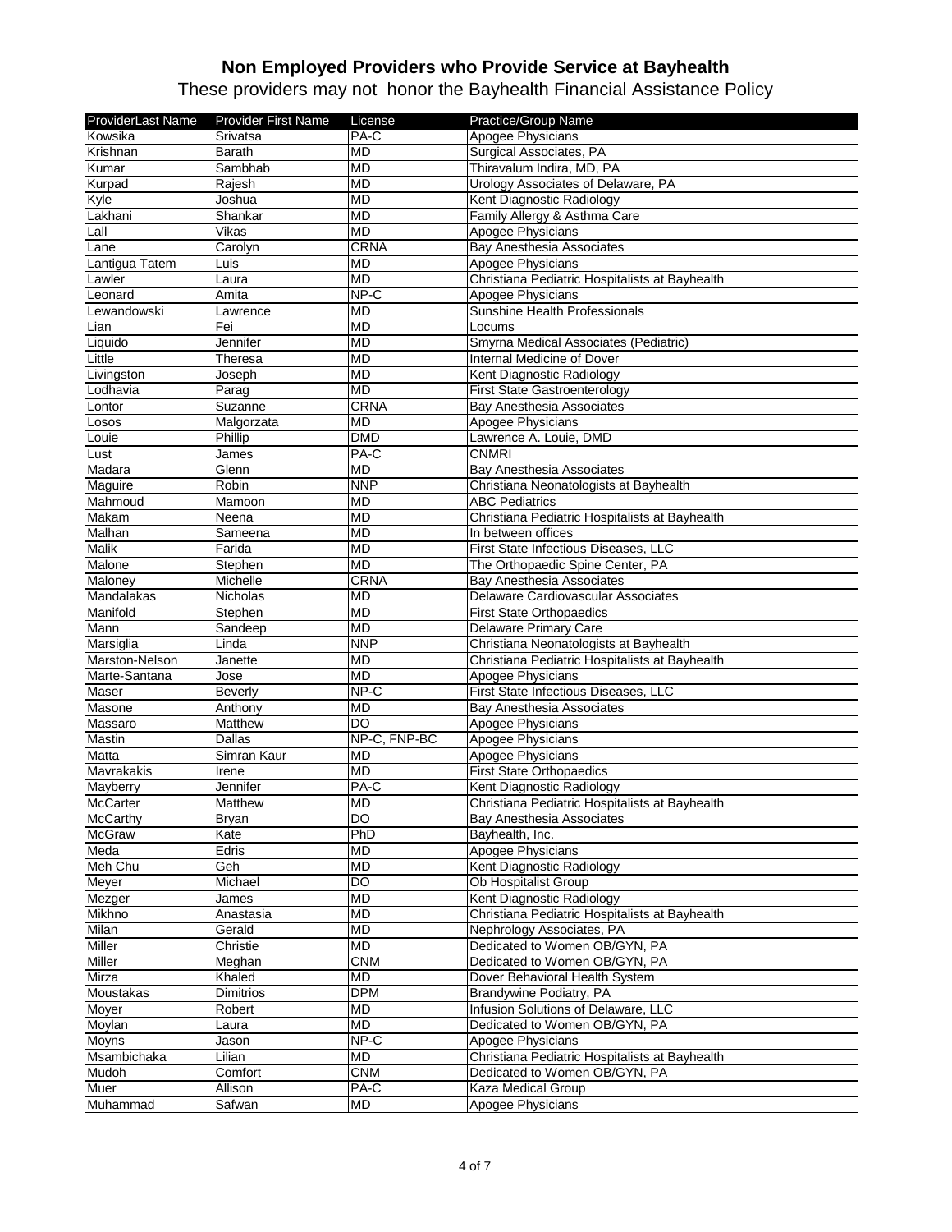# Non Employed Providers who Provide Service at Bayhealth

These providers may not honor the Bayhealth Financial Assistance Policy

| ProviderLast Name | Provider First Name | License | Practice/Group Name |
|---|---|---|---|
| Kowsika | Srivatsa | PA-C | Apogee Physicians |
| Krishnan | Barath | MD | Surgical Associates, PA |
| Kumar | Sambhab | MD | Thiravalum Indira, MD, PA |
| Kurpad | Rajesh | MD | Urology Associates of Delaware, PA |
| Kyle | Joshua | MD | Kent Diagnostic Radiology |
| Lakhani | Shankar | MD | Family Allergy & Asthma Care |
| Lall | Vikas | MD | Apogee Physicians |
| Lane | Carolyn | CRNA | Bay Anesthesia Associates |
| Lantigua Tatem | Luis | MD | Apogee Physicians |
| Lawler | Laura | MD | Christiana Pediatric Hospitalists at Bayhealth |
| Leonard | Amita | NP-C | Apogee Physicians |
| Lewandowski | Lawrence | MD | Sunshine Health Professionals |
| Lian | Fei | MD | Locums |
| Liquido | Jennifer | MD | Smyrna Medical Associates (Pediatric) |
| Little | Theresa | MD | Internal Medicine of Dover |
| Livingston | Joseph | MD | Kent Diagnostic Radiology |
| Lodhavia | Parag | MD | First State Gastroenterology |
| Lontor | Suzanne | CRNA | Bay Anesthesia Associates |
| Losos | Malgorzata | MD | Apogee Physicians |
| Louie | Phillip | DMD | Lawrence A. Louie, DMD |
| Lust | James | PA-C | CNMRI |
| Madara | Glenn | MD | Bay Anesthesia Associates |
| Maguire | Robin | NNP | Christiana Neonatologists at Bayhealth |
| Mahmoud | Mamoon | MD | ABC Pediatrics |
| Makam | Neena | MD | Christiana Pediatric Hospitalists at Bayhealth |
| Malhan | Sameena | MD | In between offices |
| Malik | Farida | MD | First State Infectious Diseases, LLC |
| Malone | Stephen | MD | The Orthopaedic Spine Center, PA |
| Maloney | Michelle | CRNA | Bay Anesthesia Associates |
| Mandalakas | Nicholas | MD | Delaware Cardiovascular Associates |
| Manifold | Stephen | MD | First State Orthopaedics |
| Mann | Sandeep | MD | Delaware Primary Care |
| Marsiglia | Linda | NNP | Christiana Neonatologists at Bayhealth |
| Marston-Nelson | Janette | MD | Christiana Pediatric Hospitalists at Bayhealth |
| Marte-Santana | Jose | MD | Apogee Physicians |
| Maser | Beverly | NP-C | First State Infectious Diseases, LLC |
| Masone | Anthony | MD | Bay Anesthesia Associates |
| Massaro | Matthew | DO | Apogee Physicians |
| Mastin | Dallas | NP-C, FNP-BC | Apogee Physicians |
| Matta | Simran Kaur | MD | Apogee Physicians |
| Mavrakakis | Irene | MD | First State Orthopaedics |
| Mayberry | Jennifer | PA-C | Kent Diagnostic Radiology |
| McCarter | Matthew | MD | Christiana Pediatric Hospitalists at Bayhealth |
| McCarthy | Bryan | DO | Bay Anesthesia Associates |
| McGraw | Kate | PhD | Bayhealth, Inc. |
| Meda | Edris | MD | Apogee Physicians |
| Meh Chu | Geh | MD | Kent Diagnostic Radiology |
| Meyer | Michael | DO | Ob Hospitalist Group |
| Mezger | James | MD | Kent Diagnostic Radiology |
| Mikhno | Anastasia | MD | Christiana Pediatric Hospitalists at Bayhealth |
| Milan | Gerald | MD | Nephrology Associates, PA |
| Miller | Christie | MD | Dedicated to Women OB/GYN, PA |
| Miller | Meghan | CNM | Dedicated to Women OB/GYN, PA |
| Mirza | Khaled | MD | Dover Behavioral Health System |
| Moustakas | Dimitrios | DPM | Brandywine Podiatry, PA |
| Moyer | Robert | MD | Infusion Solutions of Delaware, LLC |
| Moylan | Laura | MD | Dedicated to Women OB/GYN, PA |
| Moyns | Jason | NP-C | Apogee Physicians |
| Msambichaka | Lilian | MD | Christiana Pediatric Hospitalists at Bayhealth |
| Mudoh | Comfort | CNM | Dedicated to Women OB/GYN, PA |
| Muer | Allison | PA-C | Kaza Medical Group |
| Muhammad | Safwan | MD | Apogee Physicians |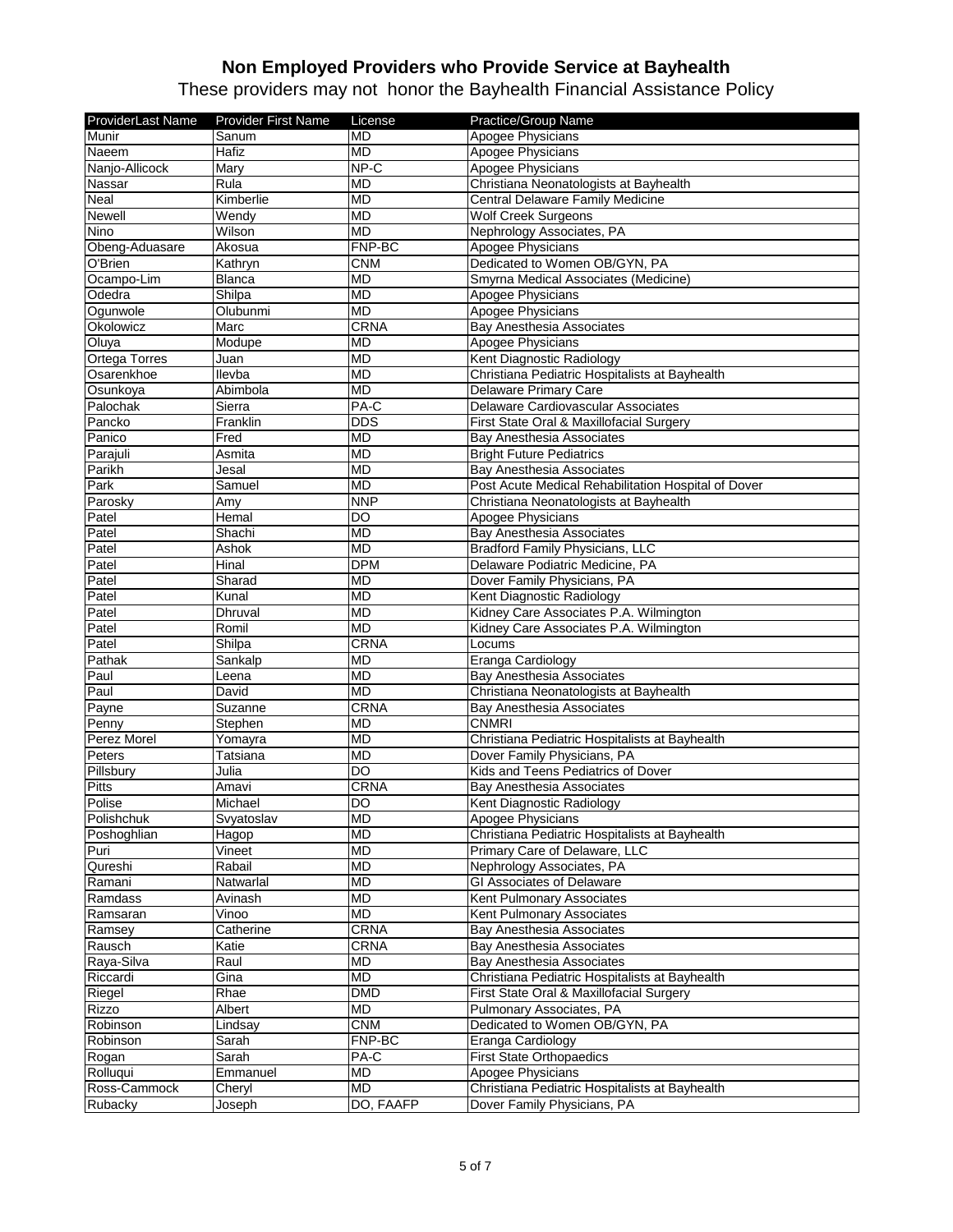# Non Employed Providers who Provide Service at Bayhealth

These providers may not honor the Bayhealth Financial Assistance Policy

| ProviderLast Name | Provider First Name | License | Practice/Group Name |
|---|---|---|---|
| Munir | Sanum | MD | Apogee Physicians |
| Naeem | Hafiz | MD | Apogee Physicians |
| Nanjo-Allicock | Mary | NP-C | Apogee Physicians |
| Nassar | Rula | MD | Christiana Neonatologists at Bayhealth |
| Neal | Kimberlie | MD | Central Delaware Family Medicine |
| Newell | Wendy | MD | Wolf Creek Surgeons |
| Nino | Wilson | MD | Nephrology Associates, PA |
| Obeng-Aduasare | Akosua | FNP-BC | Apogee Physicians |
| O'Brien | Kathryn | CNM | Dedicated to Women OB/GYN, PA |
| Ocampo-Lim | Blanca | MD | Smyrna Medical Associates (Medicine) |
| Odedra | Shilpa | MD | Apogee Physicians |
| Ogunwole | Olubunmi | MD | Apogee Physicians |
| Okolowicz | Marc | CRNA | Bay Anesthesia Associates |
| Oluya | Modupe | MD | Apogee Physicians |
| Ortega Torres | Juan | MD | Kent Diagnostic Radiology |
| Osarenkhoe | Ilevba | MD | Christiana Pediatric Hospitalists at Bayhealth |
| Osunkoya | Abimbola | MD | Delaware Primary Care |
| Palochak | Sierra | PA-C | Delaware Cardiovascular Associates |
| Pancko | Franklin | DDS | First State Oral & Maxillofacial Surgery |
| Panico | Fred | MD | Bay Anesthesia Associates |
| Parajuli | Asmita | MD | Bright Future Pediatrics |
| Parikh | Jesal | MD | Bay Anesthesia Associates |
| Park | Samuel | MD | Post Acute Medical Rehabilitation Hospital of Dover |
| Parosky | Amy | NNP | Christiana Neonatologists at Bayhealth |
| Patel | Hemal | DO | Apogee Physicians |
| Patel | Shachi | MD | Bay Anesthesia Associates |
| Patel | Ashok | MD | Bradford Family Physicians, LLC |
| Patel | Hinal | DPM | Delaware Podiatric Medicine, PA |
| Patel | Sharad | MD | Dover Family Physicians, PA |
| Patel | Kunal | MD | Kent Diagnostic Radiology |
| Patel | Dhruval | MD | Kidney Care Associates P.A. Wilmington |
| Patel | Romil | MD | Kidney Care Associates P.A. Wilmington |
| Patel | Shilpa | CRNA | Locums |
| Pathak | Sankalp | MD | Eranga Cardiology |
| Paul | Leena | MD | Bay Anesthesia Associates |
| Paul | David | MD | Christiana Neonatologists at Bayhealth |
| Payne | Suzanne | CRNA | Bay Anesthesia Associates |
| Penny | Stephen | MD | CNMRI |
| Perez Morel | Yomayra | MD | Christiana Pediatric Hospitalists at Bayhealth |
| Peters | Tatsiana | MD | Dover Family Physicians, PA |
| Pillsbury | Julia | DO | Kids and Teens Pediatrics of Dover |
| Pitts | Amavi | CRNA | Bay Anesthesia Associates |
| Polise | Michael | DO | Kent Diagnostic Radiology |
| Polishchuk | Svyatoslav | MD | Apogee Physicians |
| Poshoghlian | Hagop | MD | Christiana Pediatric Hospitalists at Bayhealth |
| Puri | Vineet | MD | Primary Care of Delaware, LLC |
| Qureshi | Rabail | MD | Nephrology Associates, PA |
| Ramani | Natwarlal | MD | GI Associates of Delaware |
| Ramdass | Avinash | MD | Kent Pulmonary Associates |
| Ramsaran | Vinoo | MD | Kent Pulmonary Associates |
| Ramsey | Catherine | CRNA | Bay Anesthesia Associates |
| Rausch | Katie | CRNA | Bay Anesthesia Associates |
| Raya-Silva | Raul | MD | Bay Anesthesia Associates |
| Riccardi | Gina | MD | Christiana Pediatric Hospitalists at Bayhealth |
| Riegel | Rhae | DMD | First State Oral & Maxillofacial Surgery |
| Rizzo | Albert | MD | Pulmonary Associates, PA |
| Robinson | Lindsay | CNM | Dedicated to Women OB/GYN, PA |
| Robinson | Sarah | FNP-BC | Eranga Cardiology |
| Rogan | Sarah | PA-C | First State Orthopaedics |
| Rolluqui | Emmanuel | MD | Apogee Physicians |
| Ross-Cammock | Cheryl | MD | Christiana Pediatric Hospitalists at Bayhealth |
| Rubacky | Joseph | DO, FAAFP | Dover Family Physicians, PA |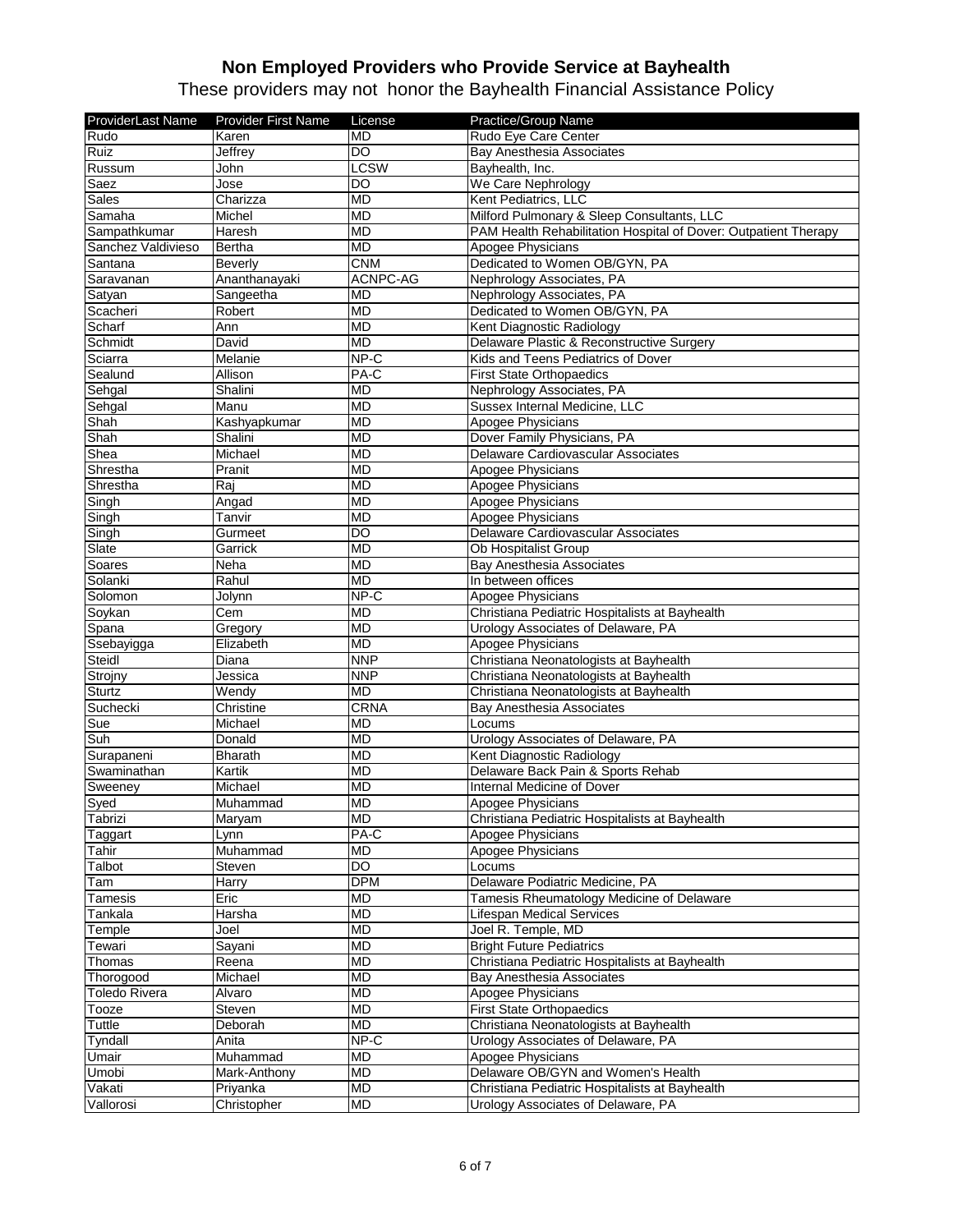# Non Employed Providers who Provide Service at Bayhealth

These providers may not honor the Bayhealth Financial Assistance Policy

| ProviderLast Name | Provider First Name | License | Practice/Group Name |
|---|---|---|---|
| Rudo | Karen | MD | Rudo Eye Care Center |
| Ruiz | Jeffrey | DO | Bay Anesthesia Associates |
| Russum | John | LCSW | Bayhealth, Inc. |
| Saez | Jose | DO | We Care Nephrology |
| Sales | Charizza | MD | Kent Pediatrics, LLC |
| Samaha | Michel | MD | Milford Pulmonary & Sleep Consultants, LLC |
| Sampathkumar | Haresh | MD | PAM Health Rehabilitation Hospital of Dover: Outpatient Therapy |
| Sanchez Valdivieso | Bertha | MD | Apogee Physicians |
| Santana | Beverly | CNM | Dedicated to Women OB/GYN, PA |
| Saravanan | Ananthanayaki | ACNPC-AG | Nephrology Associates, PA |
| Satyan | Sangeetha | MD | Nephrology Associates, PA |
| Scacheri | Robert | MD | Dedicated to Women OB/GYN, PA |
| Scharf | Ann | MD | Kent Diagnostic Radiology |
| Schmidt | David | MD | Delaware Plastic & Reconstructive Surgery |
| Sciarra | Melanie | NP-C | Kids and Teens Pediatrics of Dover |
| Sealund | Allison | PA-C | First State Orthopaedics |
| Sehgal | Shalini | MD | Nephrology Associates, PA |
| Sehgal | Manu | MD | Sussex Internal Medicine, LLC |
| Shah | Kashyapkumar | MD | Apogee Physicians |
| Shah | Shalini | MD | Dover Family Physicians, PA |
| Shea | Michael | MD | Delaware Cardiovascular Associates |
| Shrestha | Pranit | MD | Apogee Physicians |
| Shrestha | Raj | MD | Apogee Physicians |
| Singh | Angad | MD | Apogee Physicians |
| Singh | Tanvir | MD | Apogee Physicians |
| Singh | Gurmeet | DO | Delaware Cardiovascular Associates |
| Slate | Garrick | MD | Ob Hospitalist Group |
| Soares | Neha | MD | Bay Anesthesia Associates |
| Solanki | Rahul | MD | In between offices |
| Solomon | Jolynn | NP-C | Apogee Physicians |
| Soykan | Cem | MD | Christiana Pediatric Hospitalists at Bayhealth |
| Spana | Gregory | MD | Urology Associates of Delaware, PA |
| Ssebayigga | Elizabeth | MD | Apogee Physicians |
| Steidl | Diana | NNP | Christiana Neonatologists at Bayhealth |
| Strojny | Jessica | NNP | Christiana Neonatologists at Bayhealth |
| Sturtz | Wendy | MD | Christiana Neonatologists at Bayhealth |
| Suchecki | Christine | CRNA | Bay Anesthesia Associates |
| Sue | Michael | MD | Locums |
| Suh | Donald | MD | Urology Associates of Delaware, PA |
| Surapaneni | Bharath | MD | Kent Diagnostic Radiology |
| Swaminathan | Kartik | MD | Delaware Back Pain & Sports Rehab |
| Sweeney | Michael | MD | Internal Medicine of Dover |
| Syed | Muhammad | MD | Apogee Physicians |
| Tabrizi | Maryam | MD | Christiana Pediatric Hospitalists at Bayhealth |
| Taggart | Lynn | PA-C | Apogee Physicians |
| Tahir | Muhammad | MD | Apogee Physicians |
| Talbot | Steven | DO | Locums |
| Tam | Harry | DPM | Delaware Podiatric Medicine, PA |
| Tamesis | Eric | MD | Tamesis Rheumatology Medicine of Delaware |
| Tankala | Harsha | MD | Lifespan Medical Services |
| Temple | Joel | MD | Joel R. Temple, MD |
| Tewari | Sayani | MD | Bright Future Pediatrics |
| Thomas | Reena | MD | Christiana Pediatric Hospitalists at Bayhealth |
| Thorogood | Michael | MD | Bay Anesthesia Associates |
| Toledo Rivera | Alvaro | MD | Apogee Physicians |
| Tooze | Steven | MD | First State Orthopaedics |
| Tuttle | Deborah | MD | Christiana Neonatologists at Bayhealth |
| Tyndall | Anita | NP-C | Urology Associates of Delaware, PA |
| Umair | Muhammad | MD | Apogee Physicians |
| Umobi | Mark-Anthony | MD | Delaware OB/GYN and Women's Health |
| Vakati | Priyanka | MD | Christiana Pediatric Hospitalists at Bayhealth |
| Vallorosi | Christopher | MD | Urology Associates of Delaware, PA |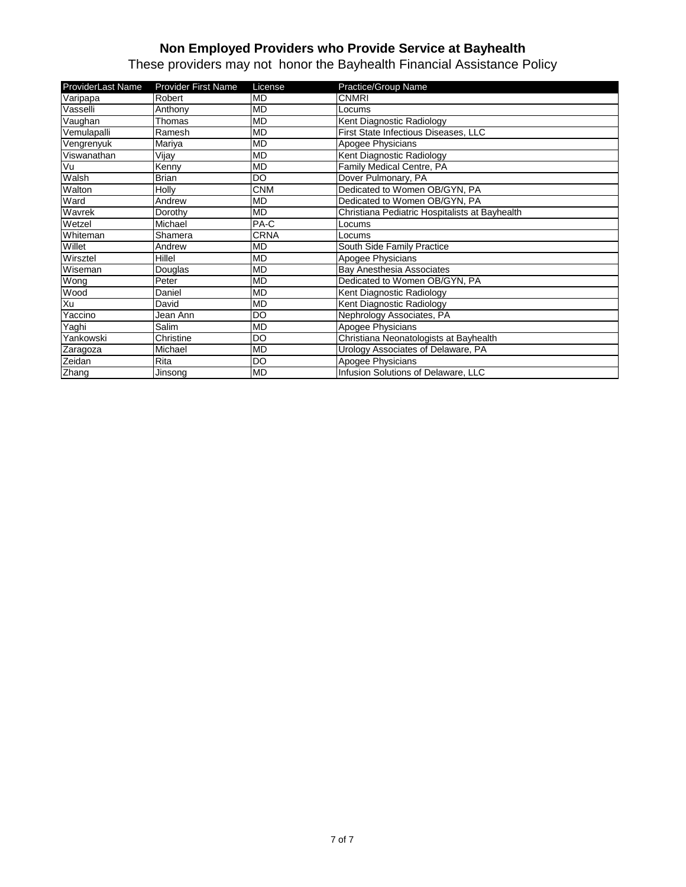# Non Employed Providers who Provide Service at Bayhealth

These providers may not honor the Bayhealth Financial Assistance Policy

| ProviderLast Name | Provider First Name | License | Practice/Group Name |
|---|---|---|---|
| Varipapa | Robert | MD | CNMRI |
| Vasselli | Anthony | MD | Locums |
| Vaughan | Thomas | MD | Kent Diagnostic Radiology |
| Vemulapalli | Ramesh | MD | First State Infectious Diseases, LLC |
| Vengrenyuk | Mariya | MD | Apogee Physicians |
| Viswanathan | Vijay | MD | Kent Diagnostic Radiology |
| Vu | Kenny | MD | Family Medical Centre, PA |
| Walsh | Brian | DO | Dover Pulmonary, PA |
| Walton | Holly | CNM | Dedicated to Women OB/GYN, PA |
| Ward | Andrew | MD | Dedicated to Women OB/GYN, PA |
| Wavrek | Dorothy | MD | Christiana Pediatric Hospitalists at Bayhealth |
| Wetzel | Michael | PA-C | Locums |
| Whiteman | Shamera | CRNA | Locums |
| Willet | Andrew | MD | South Side Family Practice |
| Wirsztel | Hillel | MD | Apogee Physicians |
| Wiseman | Douglas | MD | Bay Anesthesia Associates |
| Wong | Peter | MD | Dedicated to Women OB/GYN, PA |
| Wood | Daniel | MD | Kent Diagnostic Radiology |
| Xu | David | MD | Kent Diagnostic Radiology |
| Yaccino | Jean Ann | DO | Nephrology Associates, PA |
| Yaghi | Salim | MD | Apogee Physicians |
| Yankowski | Christine | DO | Christiana Neonatologists at Bayhealth |
| Zaragoza | Michael | MD | Urology Associates of Delaware, PA |
| Zeidan | Rita | DO | Apogee Physicians |
| Zhang | Jinsong | MD | Infusion Solutions of Delaware, LLC |